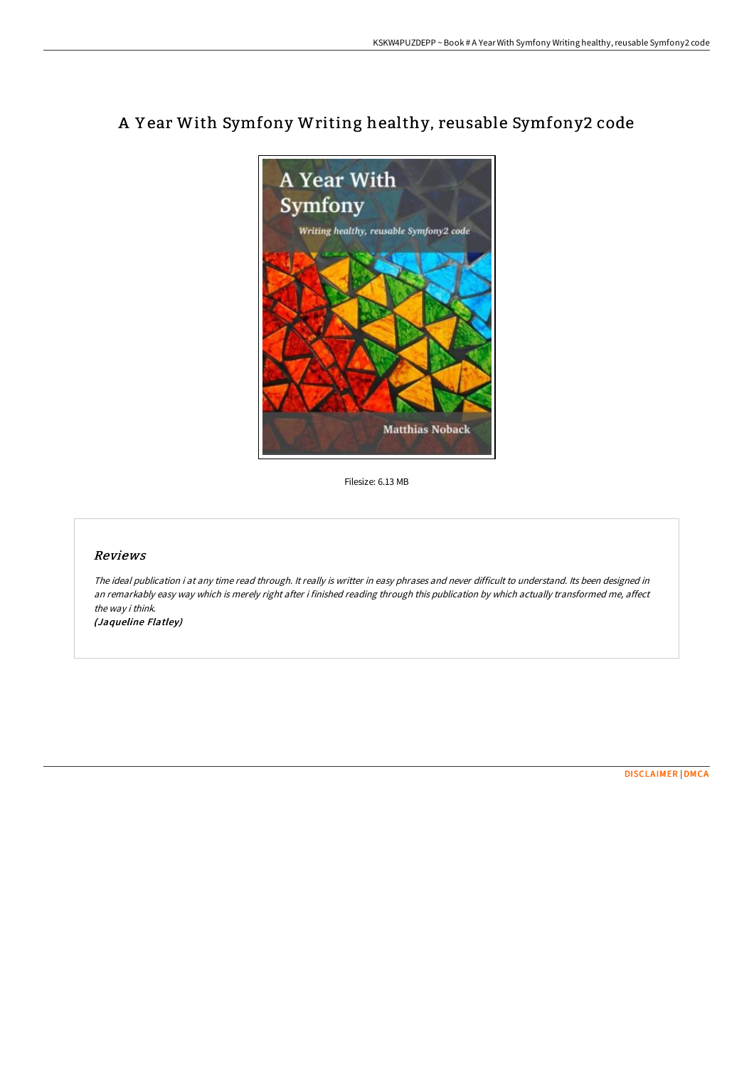# A Year With Symfony Writing healthy, reusable Symfony2 code

Filesize: 6.13 MB

## Reviews

*The ideal publication i at any time read through. It really is writter in easy phrases and never difficult to understand. Its been designed in an remarkably easy way which is merely right after i finished reading through this publication by which actually transformed me, affect the way i think.*

*(Jaqueline Flatley)*

DISCLAIMER | DMCA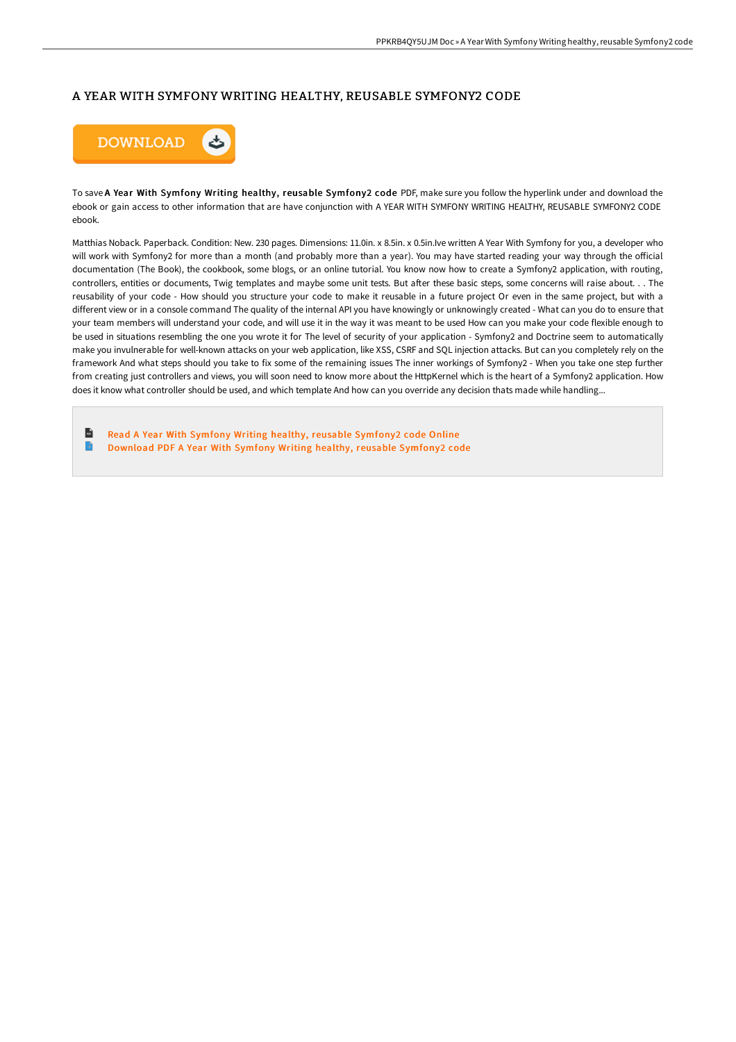# A YEAR WITH SYMFONY WRITING HEALTHY, REUSABLE SYMFONY2 CODE

DOWNLOAD

To save **A Year With Symfony Writing healthy, reusable Symfony2 code** PDF, make sure you follow the hyperlink under and download the ebook or gain access to other information that are have conjunction with A YEAR WITH SYMFONY WRITING HEALTHY, REUSABLE SYMFONY2 CODE ebook.

Matthias Noback. Paperback. Condition: New. 230 pages. Dimensions: 11.0in. x 8.5in. x 0.5in.Ive written A Year With Symfony for you, a developer who will work with Symfony2 for more than a month (and probably more than a year). You may have started reading your way through the official documentation (The Book), the cookbook, some blogs, or an online tutorial. You know now how to create a Symfony2 application, with routing, controllers, entities or documents, Twig templates and maybe some unit tests. But after these basic steps, some concerns will raise about. . . The reusability of your code - How should you structure your code to make it reusable in a future project Or even in the same project, but with a different view or in a console command The quality of the internal API you have knowingly or unknowingly created - What can you do to ensure that your team members will understand your code, and will use it in the way it was meant to be used How can you make your code flexible enough to be used in situations resembling the one you wrote it for The level of security of your application - Symfony2 and Doctrine seem to automatically make you invulnerable for well-known attacks on your web application, like XSS, CSRF and SQL injection attacks. But can you completely rely on the framework And what steps should you take to fix some of the remaining issues The inner workings of Symfony2 - When you take one step further from creating just controllers and views, you will soon need to know more about the HttpKernel which is the heart of a Symfony2 application. How does it know what controller should be used, and which template And how can you override any decision thats made while handling...

- Read A Year With Symfony Writing healthy, reusable Symfony2 code Online
- Download PDF A Year With Symfony Writing healthy, reusable Symfony2 code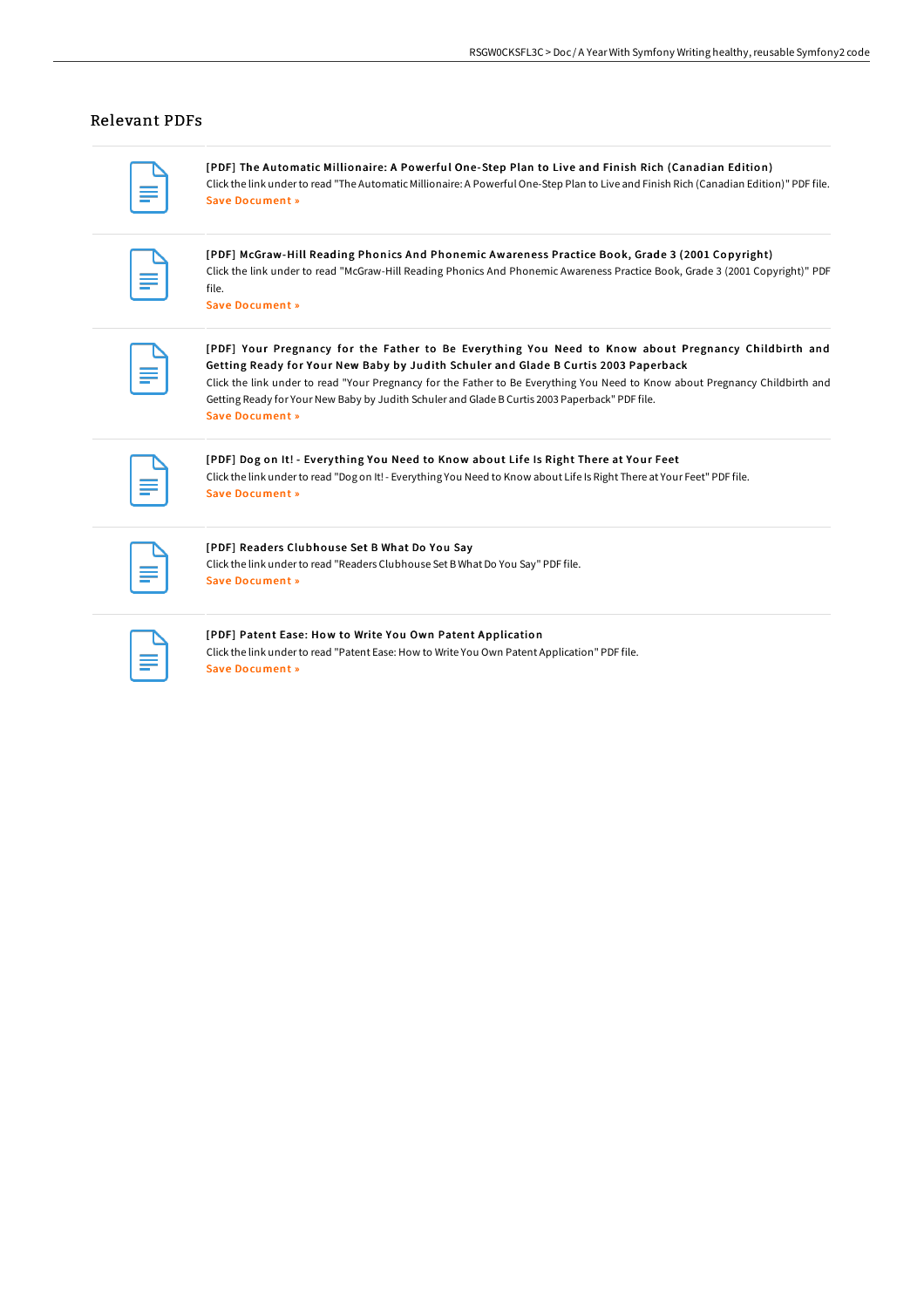## Relevant PDFs

**[PDF] The Automatic Millionaire: A Powerful One-Step Plan to Live and Finish Rich (Canadian Edition)**
Click the link under to read "The Automatic Millionaire: A Powerful One-Step Plan to Live and Finish Rich (Canadian Edition)" PDF file.
Save Document »

**[PDF] McGraw-Hill Reading Phonics And Phonemic Awareness Practice Book, Grade 3 (2001 Copyright)**
Click the link under to read "McGraw-Hill Reading Phonics And Phonemic Awareness Practice Book, Grade 3 (2001 Copyright)" PDF file.
Save Document »

**[PDF] Your Pregnancy for the Father to Be Everything You Need to Know about Pregnancy Childbirth and Getting Ready for Your New Baby by Judith Schuler and Glade B Curtis 2003 Paperback**
Click the link under to read "Your Pregnancy for the Father to Be Everything You Need to Know about Pregnancy Childbirth and Getting Ready for Your New Baby by Judith Schuler and Glade B Curtis 2003 Paperback" PDF file.
Save Document »

**[PDF] Dog on It! - Everything You Need to Know about Life Is Right There at Your Feet**
Click the link under to read "Dog on It! - Everything You Need to Know about Life Is Right There at Your Feet" PDF file.
Save Document »

**[PDF] Readers Clubhouse Set B What Do You Say**
Click the link under to read "Readers Clubhouse Set B What Do You Say" PDF file.
Save Document »

**[PDF] Patent Ease: How to Write You Own Patent Application**
Click the link under to read "Patent Ease: How to Write You Own Patent Application" PDF file.
Save Document »